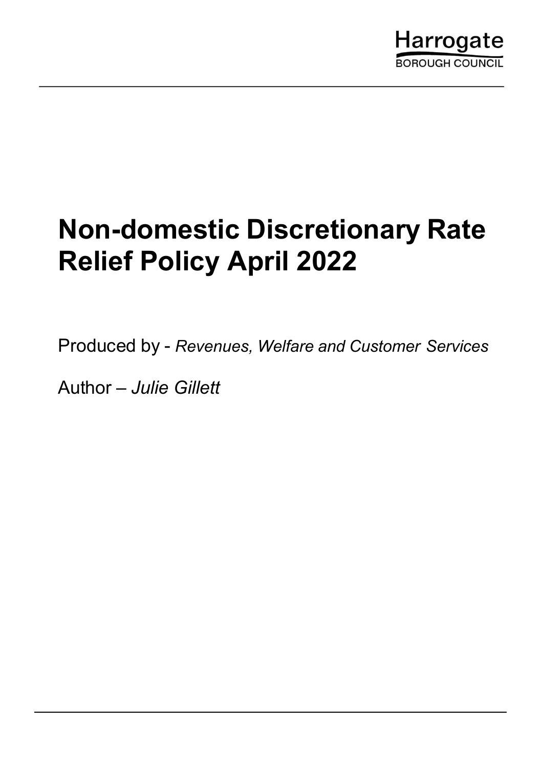Harrogate
BOROUGH COUNCIL

# Non-domestic Discretionary Rate Relief Policy April 2022

Produced by - *Revenues, Welfare and Customer Services*

Author – *Julie Gillett*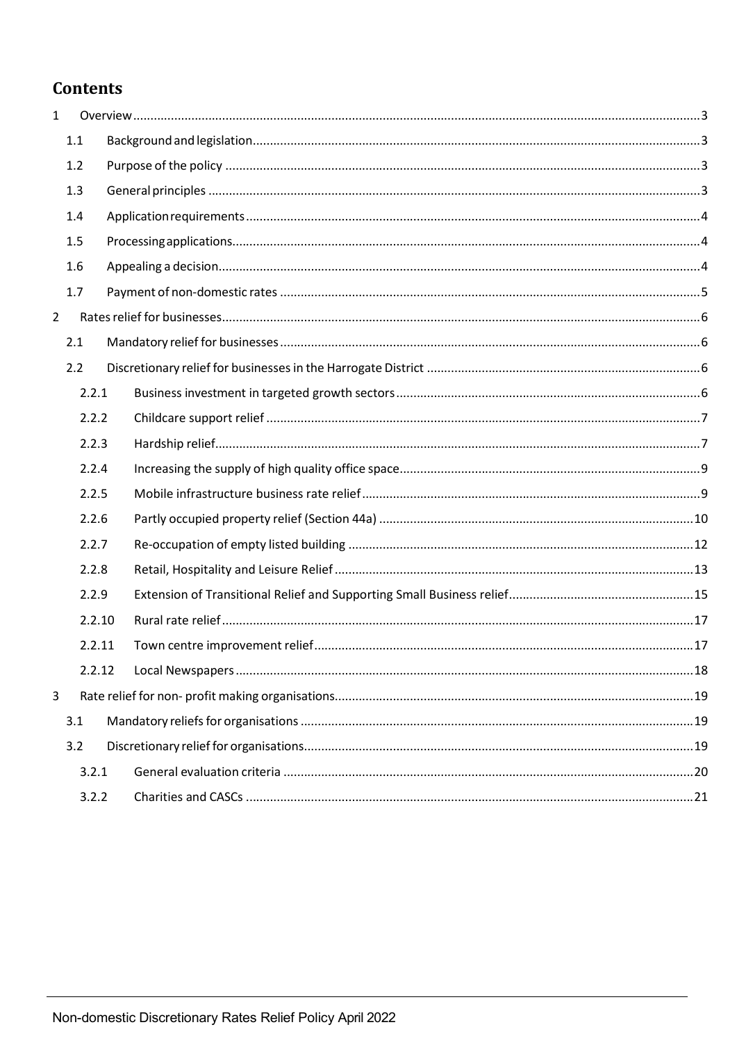# Contents

- 1 Overview ..... 3
  - 1.1 Background and legislation ..... 3
  - 1.2 Purpose of the policy ..... 3
  - 1.3 General principles ..... 3
  - 1.4 Application requirements ..... 4
  - 1.5 Processing applications ..... 4
  - 1.6 Appealing a decision ..... 4
  - 1.7 Payment of non-domestic rates ..... 5
- 2 Rates relief for businesses ..... 6
  - 2.1 Mandatory relief for businesses ..... 6
  - 2.2 Discretionary relief for businesses in the Harrogate District ..... 6
    - 2.2.1 Business investment in targeted growth sectors ..... 6
    - 2.2.2 Childcare support relief ..... 7
    - 2.2.3 Hardship relief ..... 7
    - 2.2.4 Increasing the supply of high quality office space ..... 9
    - 2.2.5 Mobile infrastructure business rate relief ..... 9
    - 2.2.6 Partly occupied property relief (Section 44a) ..... 10
    - 2.2.7 Re-occupation of empty listed building ..... 12
    - 2.2.8 Retail, Hospitality and Leisure Relief ..... 13
    - 2.2.9 Extension of Transitional Relief and Supporting Small Business relief ..... 15
    - 2.2.10 Rural rate relief ..... 17
    - 2.2.11 Town centre improvement relief ..... 17
    - 2.2.12 Local Newspapers ..... 18
- 3 Rate relief for non- profit making organisations ..... 19
  - 3.1 Mandatory reliefs for organisations ..... 19
  - 3.2 Discretionary relief for organisations ..... 19
    - 3.2.1 General evaluation criteria ..... 20
    - 3.2.2 Charities and CASCs ..... 21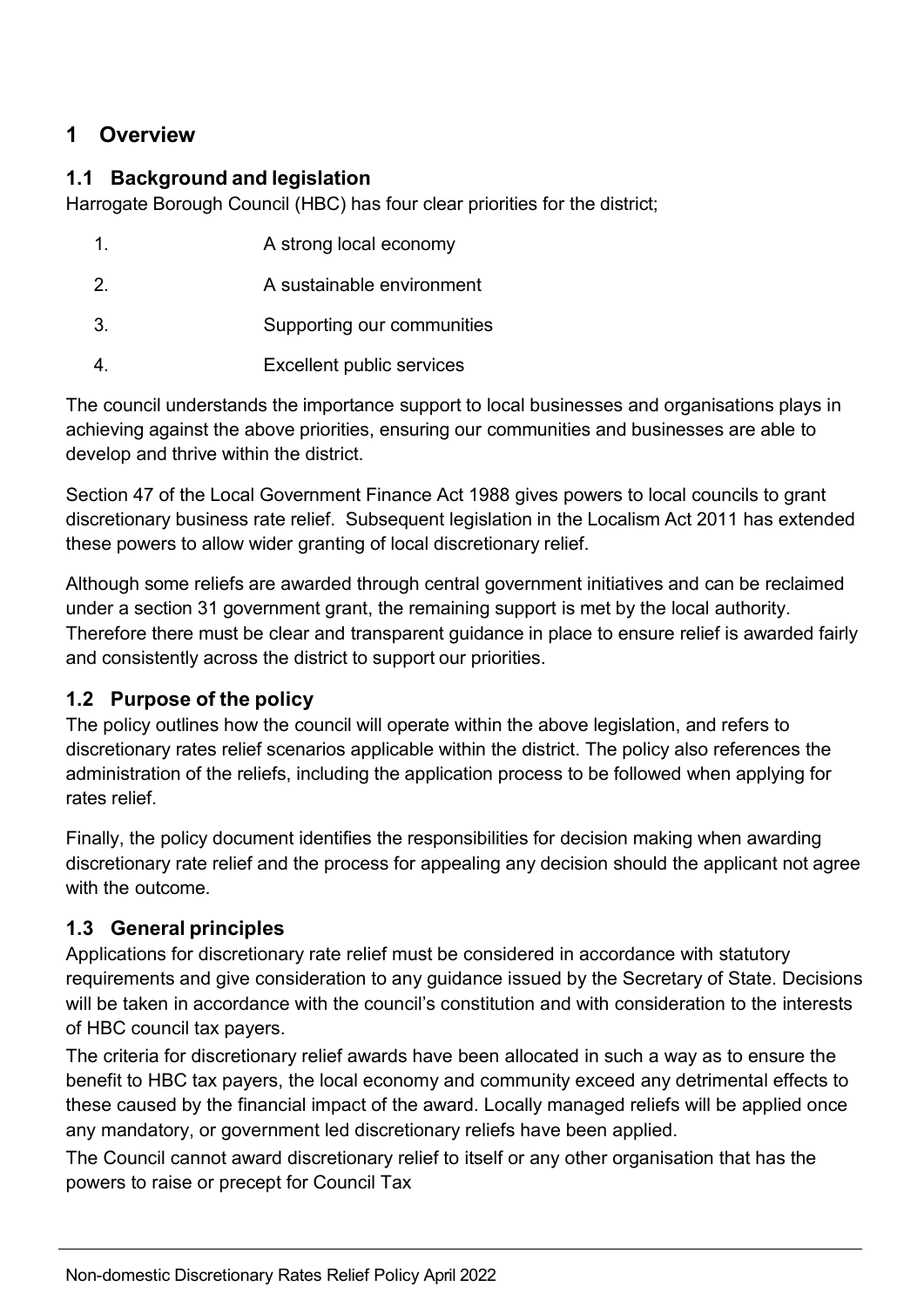# 1 Overview

## 1.1 Background and legislation

Harrogate Borough Council (HBC) has four clear priorities for the district;

1. A strong local economy
2. A sustainable environment
3. Supporting our communities
4. Excellent public services

The council understands the importance support to local businesses and organisations plays in achieving against the above priorities, ensuring our communities and businesses are able to develop and thrive within the district.

Section 47 of the Local Government Finance Act 1988 gives powers to local councils to grant discretionary business rate relief. Subsequent legislation in the Localism Act 2011 has extended these powers to allow wider granting of local discretionary relief.

Although some reliefs are awarded through central government initiatives and can be reclaimed under a section 31 government grant, the remaining support is met by the local authority. Therefore there must be clear and transparent guidance in place to ensure relief is awarded fairly and consistently across the district to support our priorities.

## 1.2 Purpose of the policy

The policy outlines how the council will operate within the above legislation, and refers to discretionary rates relief scenarios applicable within the district. The policy also references the administration of the reliefs, including the application process to be followed when applying for rates relief.

Finally, the policy document identifies the responsibilities for decision making when awarding discretionary rate relief and the process for appealing any decision should the applicant not agree with the outcome.

## 1.3 General principles

Applications for discretionary rate relief must be considered in accordance with statutory requirements and give consideration to any guidance issued by the Secretary of State. Decisions will be taken in accordance with the council's constitution and with consideration to the interests of HBC council tax payers.

The criteria for discretionary relief awards have been allocated in such a way as to ensure the benefit to HBC tax payers, the local economy and community exceed any detrimental effects to these caused by the financial impact of the award. Locally managed reliefs will be applied once any mandatory, or government led discretionary reliefs have been applied.

The Council cannot award discretionary relief to itself or any other organisation that has the powers to raise or precept for Council Tax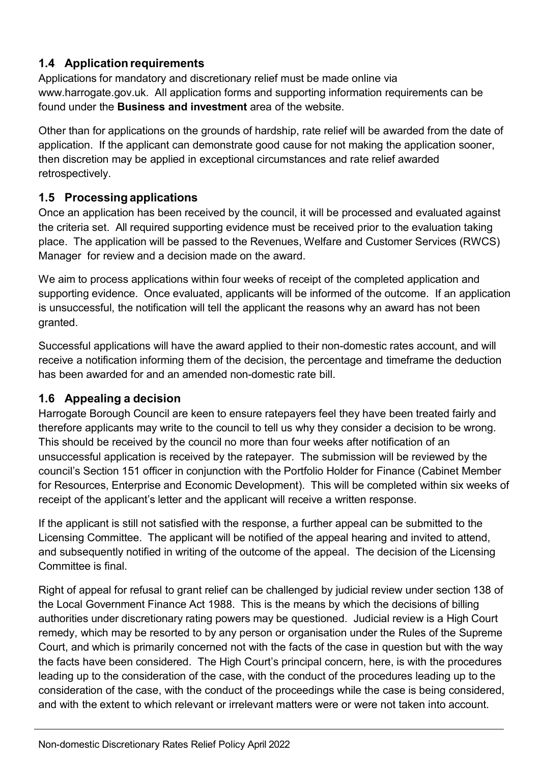### 1.4 Application requirements

Applications for mandatory and discretionary relief must be made online via www.harrogate.gov.uk. All application forms and supporting information requirements can be found under the **Business and investment** area of the website.

Other than for applications on the grounds of hardship, rate relief will be awarded from the date of application. If the applicant can demonstrate good cause for not making the application sooner, then discretion may be applied in exceptional circumstances and rate relief awarded retrospectively.

### 1.5 Processing applications

Once an application has been received by the council, it will be processed and evaluated against the criteria set. All required supporting evidence must be received prior to the evaluation taking place. The application will be passed to the Revenues, Welfare and Customer Services (RWCS) Manager for review and a decision made on the award.

We aim to process applications within four weeks of receipt of the completed application and supporting evidence. Once evaluated, applicants will be informed of the outcome. If an application is unsuccessful, the notification will tell the applicant the reasons why an award has not been granted.

Successful applications will have the award applied to their non-domestic rates account, and will receive a notification informing them of the decision, the percentage and timeframe the deduction has been awarded for and an amended non-domestic rate bill.

### 1.6 Appealing a decision

Harrogate Borough Council are keen to ensure ratepayers feel they have been treated fairly and therefore applicants may write to the council to tell us why they consider a decision to be wrong. This should be received by the council no more than four weeks after notification of an unsuccessful application is received by the ratepayer. The submission will be reviewed by the council's Section 151 officer in conjunction with the Portfolio Holder for Finance (Cabinet Member for Resources, Enterprise and Economic Development). This will be completed within six weeks of receipt of the applicant's letter and the applicant will receive a written response.

If the applicant is still not satisfied with the response, a further appeal can be submitted to the Licensing Committee. The applicant will be notified of the appeal hearing and invited to attend, and subsequently notified in writing of the outcome of the appeal. The decision of the Licensing Committee is final.

Right of appeal for refusal to grant relief can be challenged by judicial review under section 138 of the Local Government Finance Act 1988. This is the means by which the decisions of billing authorities under discretionary rating powers may be questioned. Judicial review is a High Court remedy, which may be resorted to by any person or organisation under the Rules of the Supreme Court, and which is primarily concerned not with the facts of the case in question but with the way the facts have been considered. The High Court's principal concern, here, is with the procedures leading up to the consideration of the case, with the conduct of the procedures leading up to the consideration of the case, with the conduct of the proceedings while the case is being considered, and with the extent to which relevant or irrelevant matters were or were not taken into account.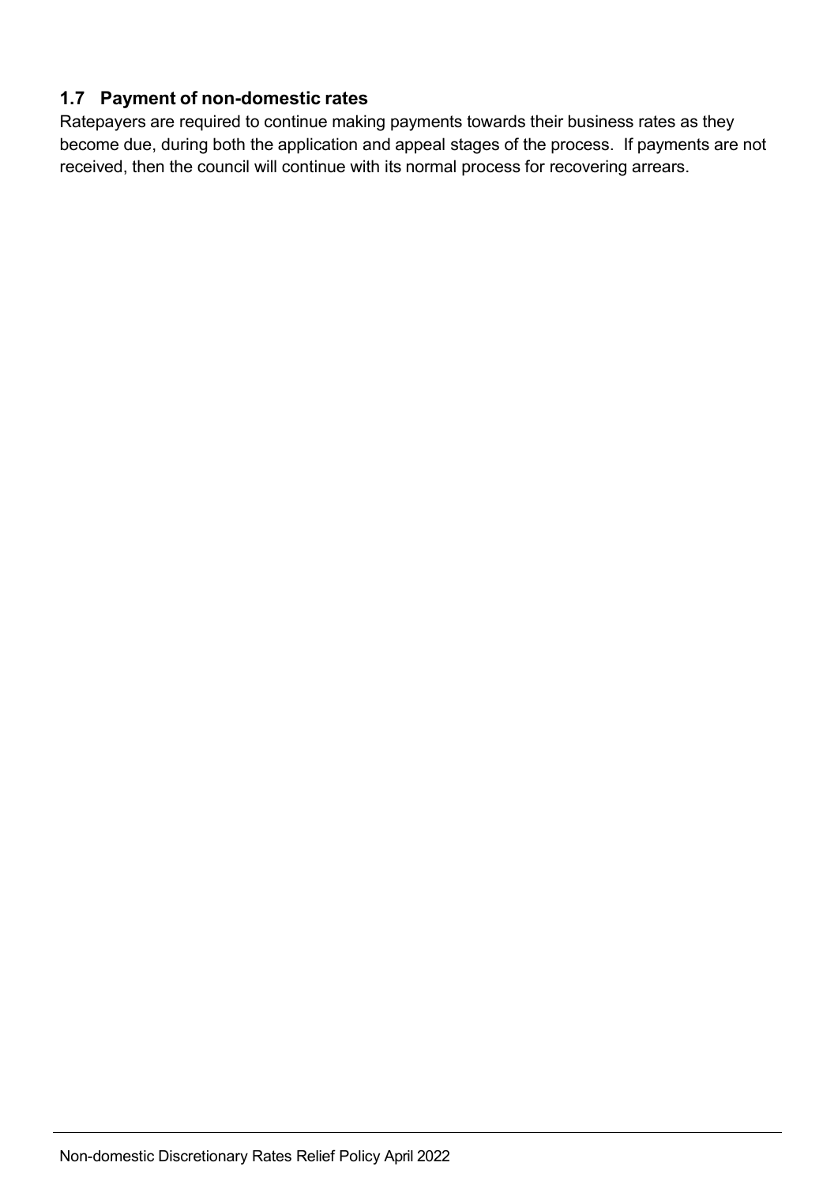### 1.7 Payment of non-domestic rates

Ratepayers are required to continue making payments towards their business rates as they become due, during both the application and appeal stages of the process. If payments are not received, then the council will continue with its normal process for recovering arrears.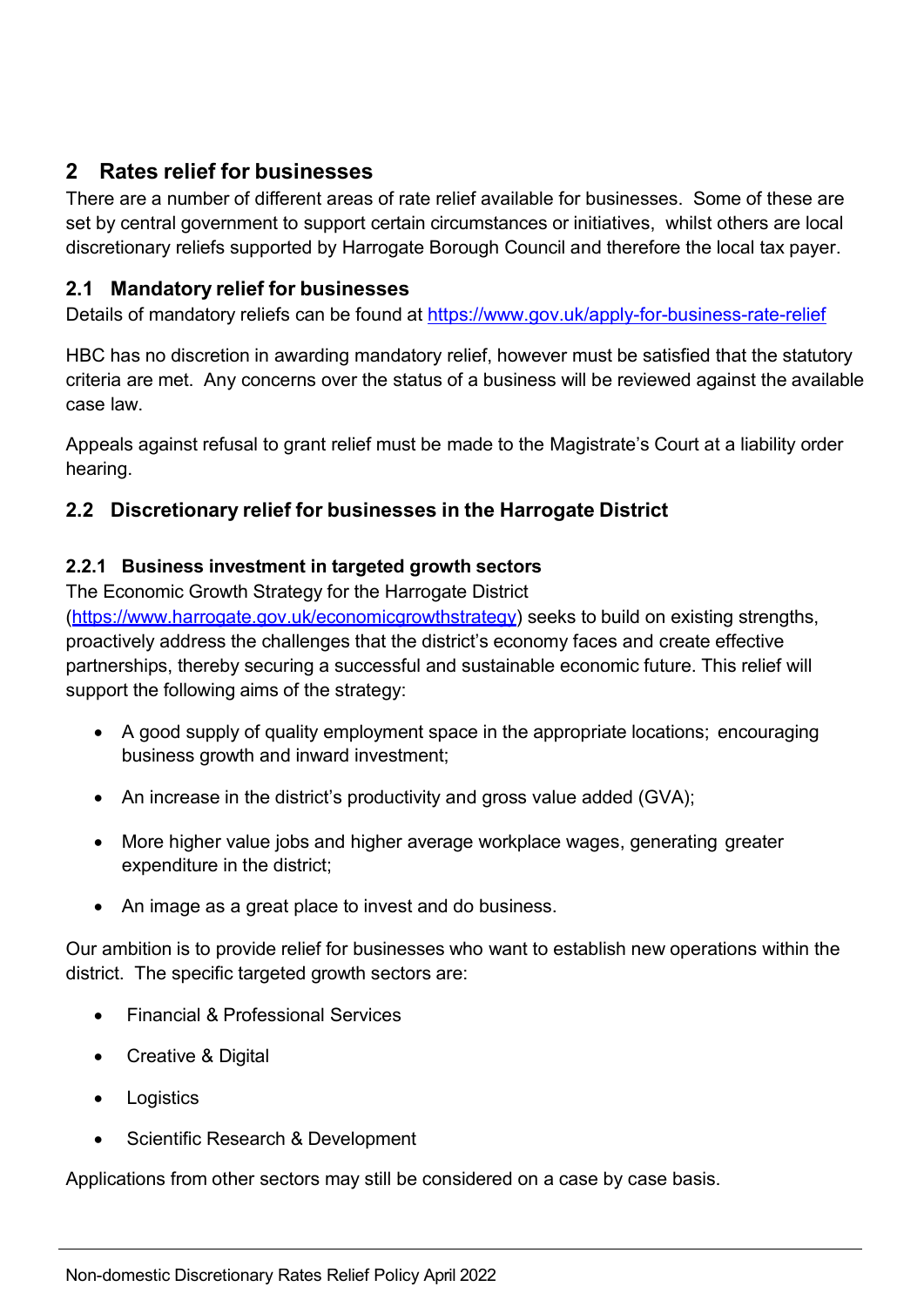## 2 Rates relief for businesses

There are a number of different areas of rate relief available for businesses. Some of these are set by central government to support certain circumstances or initiatives, whilst others are local discretionary reliefs supported by Harrogate Borough Council and therefore the local tax payer.

### 2.1 Mandatory relief for businesses

Details of mandatory reliefs can be found at https://www.gov.uk/apply-for-business-rate-relief

HBC has no discretion in awarding mandatory relief, however must be satisfied that the statutory criteria are met. Any concerns over the status of a business will be reviewed against the available case law.

Appeals against refusal to grant relief must be made to the Magistrate's Court at a liability order hearing.

### 2.2 Discretionary relief for businesses in the Harrogate District

#### 2.2.1 Business investment in targeted growth sectors

The Economic Growth Strategy for the Harrogate District (https://www.harrogate.gov.uk/economicgrowthstrategy) seeks to build on existing strengths, proactively address the challenges that the district's economy faces and create effective partnerships, thereby securing a successful and sustainable economic future. This relief will support the following aims of the strategy:

- A good supply of quality employment space in the appropriate locations; encouraging business growth and inward investment;
- An increase in the district's productivity and gross value added (GVA);
- More higher value jobs and higher average workplace wages, generating greater expenditure in the district;
- An image as a great place to invest and do business.

Our ambition is to provide relief for businesses who want to establish new operations within the district. The specific targeted growth sectors are:

- Financial & Professional Services
- Creative & Digital
- Logistics
- Scientific Research & Development

Applications from other sectors may still be considered on a case by case basis.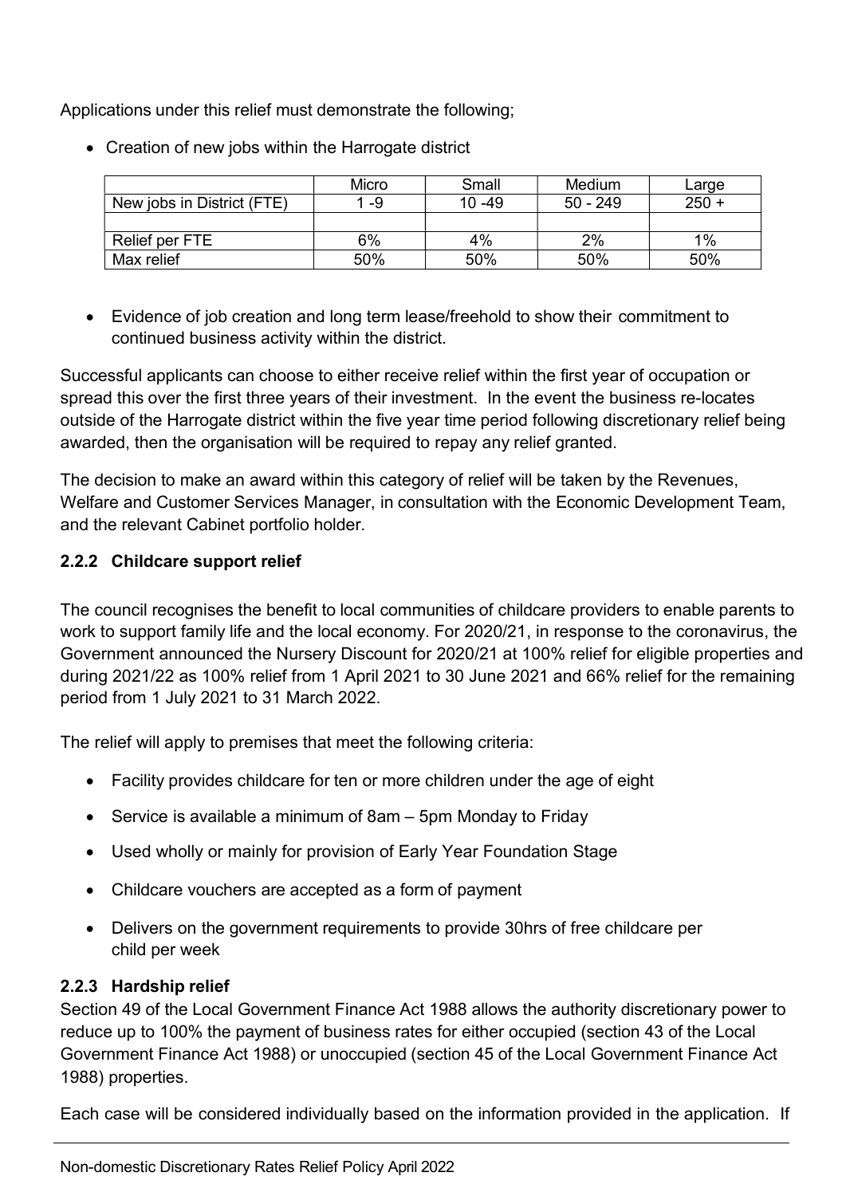Applications under this relief must demonstrate the following;

- Creation of new jobs within the Harrogate district

| | Micro | Small | Medium | Large |
|---|---|---|---|---|
| New jobs in District (FTE) | 1 -9 | 10 -49 | 50 - 249 | 250 + |
| | | | | |
| Relief per FTE | 6% | 4% | 2% | 1% |
| Max relief | 50% | 50% | 50% | 50% |

- Evidence of job creation and long term lease/freehold to show their commitment to continued business activity within the district.

Successful applicants can choose to either receive relief within the first year of occupation or spread this over the first three years of their investment. In the event the business re-locates outside of the Harrogate district within the five year time period following discretionary relief being awarded, then the organisation will be required to repay any relief granted.

The decision to make an award within this category of relief will be taken by the Revenues, Welfare and Customer Services Manager, in consultation with the Economic Development Team, and the relevant Cabinet portfolio holder.

### 2.2.2 Childcare support relief

The council recognises the benefit to local communities of childcare providers to enable parents to work to support family life and the local economy. For 2020/21, in response to the coronavirus, the Government announced the Nursery Discount for 2020/21 at 100% relief for eligible properties and during 2021/22 as 100% relief from 1 April 2021 to 30 June 2021 and 66% relief for the remaining period from 1 July 2021 to 31 March 2022.

The relief will apply to premises that meet the following criteria:

- Facility provides childcare for ten or more children under the age of eight
- Service is available a minimum of 8am – 5pm Monday to Friday
- Used wholly or mainly for provision of Early Year Foundation Stage
- Childcare vouchers are accepted as a form of payment
- Delivers on the government requirements to provide 30hrs of free childcare per child per week

### 2.2.3 Hardship relief

Section 49 of the Local Government Finance Act 1988 allows the authority discretionary power to reduce up to 100% the payment of business rates for either occupied (section 43 of the Local Government Finance Act 1988) or unoccupied (section 45 of the Local Government Finance Act 1988) properties.

Each case will be considered individually based on the information provided in the application. If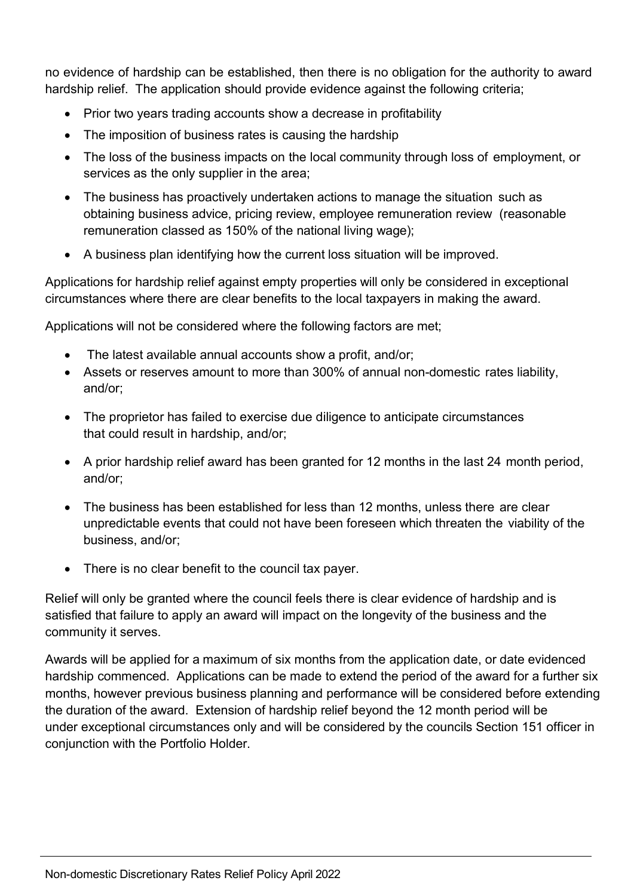no evidence of hardship can be established, then there is no obligation for the authority to award hardship relief. The application should provide evidence against the following criteria;

- Prior two years trading accounts show a decrease in profitability
- The imposition of business rates is causing the hardship
- The loss of the business impacts on the local community through loss of employment, or services as the only supplier in the area;
- The business has proactively undertaken actions to manage the situation such as obtaining business advice, pricing review, employee remuneration review (reasonable remuneration classed as 150% of the national living wage);
- A business plan identifying how the current loss situation will be improved.

Applications for hardship relief against empty properties will only be considered in exceptional circumstances where there are clear benefits to the local taxpayers in making the award.

Applications will not be considered where the following factors are met;

- The latest available annual accounts show a profit, and/or;
- Assets or reserves amount to more than 300% of annual non-domestic rates liability, and/or;
- The proprietor has failed to exercise due diligence to anticipate circumstances that could result in hardship, and/or;
- A prior hardship relief award has been granted for 12 months in the last 24 month period, and/or;
- The business has been established for less than 12 months, unless there are clear unpredictable events that could not have been foreseen which threaten the viability of the business, and/or;
- There is no clear benefit to the council tax payer.

Relief will only be granted where the council feels there is clear evidence of hardship and is satisfied that failure to apply an award will impact on the longevity of the business and the community it serves.

Awards will be applied for a maximum of six months from the application date, or date evidenced hardship commenced. Applications can be made to extend the period of the award for a further six months, however previous business planning and performance will be considered before extending the duration of the award. Extension of hardship relief beyond the 12 month period will be under exceptional circumstances only and will be considered by the councils Section 151 officer in conjunction with the Portfolio Holder.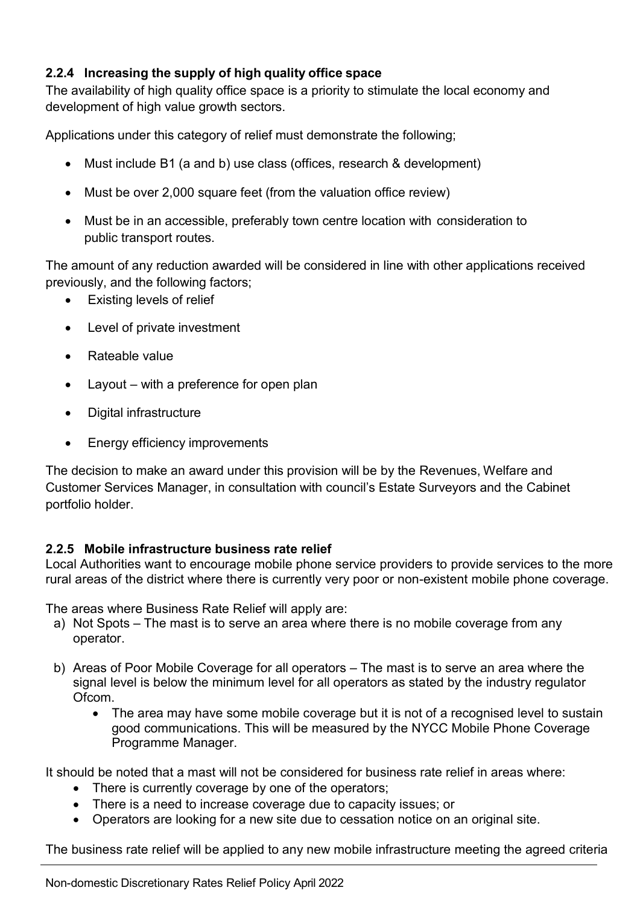### 2.2.4 Increasing the supply of high quality office space

The availability of high quality office space is a priority to stimulate the local economy and development of high value growth sectors.

Applications under this category of relief must demonstrate the following;

- Must include B1 (a and b) use class (offices, research & development)
- Must be over 2,000 square feet (from the valuation office review)
- Must be in an accessible, preferably town centre location with consideration to public transport routes.

The amount of any reduction awarded will be considered in line with other applications received previously, and the following factors;

- Existing levels of relief
- Level of private investment
- Rateable value
- Layout – with a preference for open plan
- Digital infrastructure
- Energy efficiency improvements

The decision to make an award under this provision will be by the Revenues, Welfare and Customer Services Manager, in consultation with council's Estate Surveyors and the Cabinet portfolio holder.

### 2.2.5 Mobile infrastructure business rate relief

Local Authorities want to encourage mobile phone service providers to provide services to the more rural areas of the district where there is currently very poor or non-existent mobile phone coverage.

The areas where Business Rate Relief will apply are:

a) Not Spots – The mast is to serve an area where there is no mobile coverage from any operator.

b) Areas of Poor Mobile Coverage for all operators – The mast is to serve an area where the signal level is below the minimum level for all operators as stated by the industry regulator Ofcom.
   - The area may have some mobile coverage but it is not of a recognised level to sustain good communications. This will be measured by the NYCC Mobile Phone Coverage Programme Manager.

It should be noted that a mast will not be considered for business rate relief in areas where:

- There is currently coverage by one of the operators;
- There is a need to increase coverage due to capacity issues; or
- Operators are looking for a new site due to cessation notice on an original site.

The business rate relief will be applied to any new mobile infrastructure meeting the agreed criteria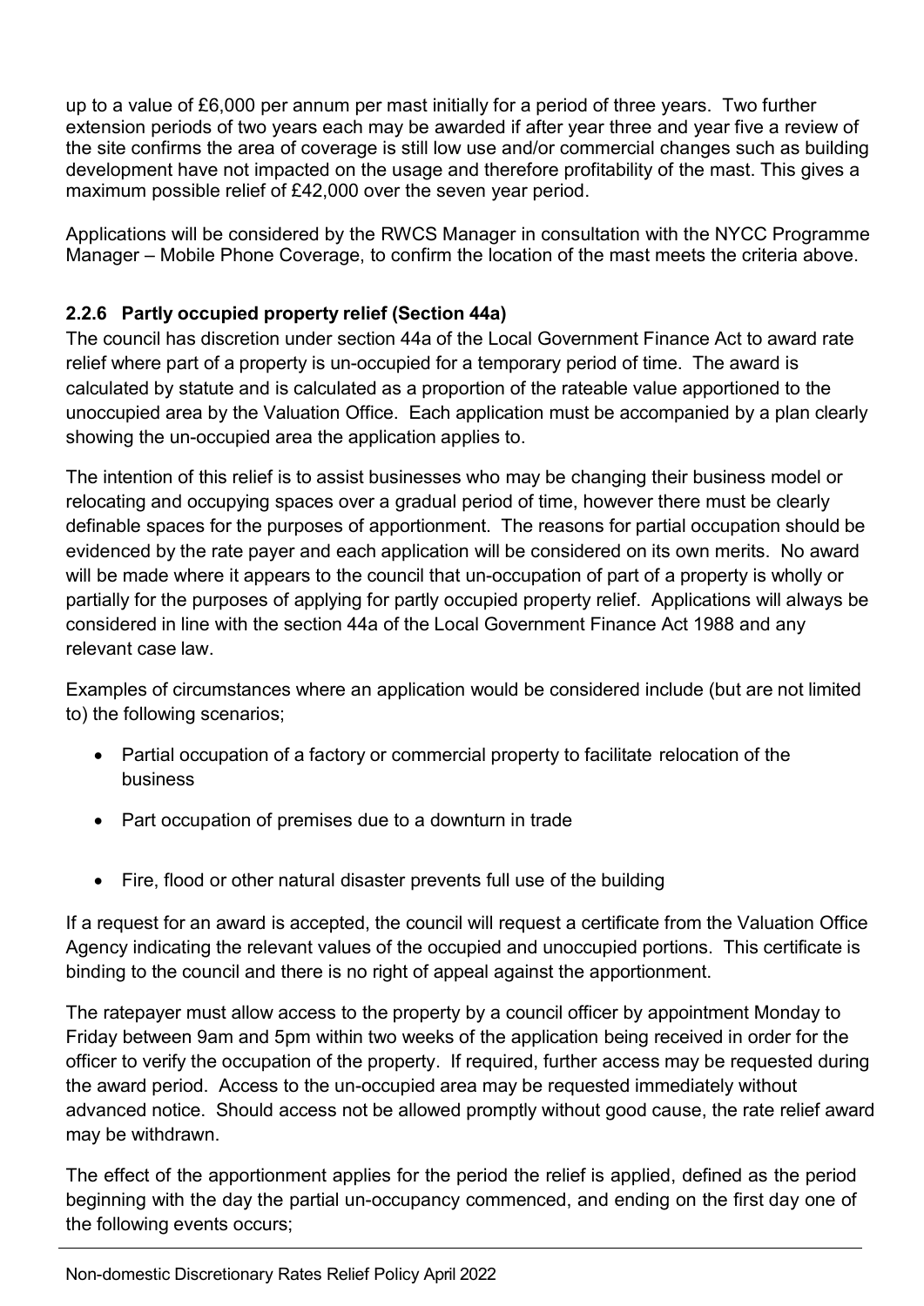up to a value of £6,000 per annum per mast initially for a period of three years. Two further extension periods of two years each may be awarded if after year three and year five a review of the site confirms the area of coverage is still low use and/or commercial changes such as building development have not impacted on the usage and therefore profitability of the mast. This gives a maximum possible relief of £42,000 over the seven year period.

Applications will be considered by the RWCS Manager in consultation with the NYCC Programme Manager – Mobile Phone Coverage, to confirm the location of the mast meets the criteria above.

### 2.2.6 Partly occupied property relief (Section 44a)

The council has discretion under section 44a of the Local Government Finance Act to award rate relief where part of a property is un-occupied for a temporary period of time. The award is calculated by statute and is calculated as a proportion of the rateable value apportioned to the unoccupied area by the Valuation Office. Each application must be accompanied by a plan clearly showing the un-occupied area the application applies to.

The intention of this relief is to assist businesses who may be changing their business model or relocating and occupying spaces over a gradual period of time, however there must be clearly definable spaces for the purposes of apportionment. The reasons for partial occupation should be evidenced by the rate payer and each application will be considered on its own merits. No award will be made where it appears to the council that un-occupation of part of a property is wholly or partially for the purposes of applying for partly occupied property relief. Applications will always be considered in line with the section 44a of the Local Government Finance Act 1988 and any relevant case law.

Examples of circumstances where an application would be considered include (but are not limited to) the following scenarios;

- Partial occupation of a factory or commercial property to facilitate relocation of the business
- Part occupation of premises due to a downturn in trade
- Fire, flood or other natural disaster prevents full use of the building

If a request for an award is accepted, the council will request a certificate from the Valuation Office Agency indicating the relevant values of the occupied and unoccupied portions. This certificate is binding to the council and there is no right of appeal against the apportionment.

The ratepayer must allow access to the property by a council officer by appointment Monday to Friday between 9am and 5pm within two weeks of the application being received in order for the officer to verify the occupation of the property. If required, further access may be requested during the award period. Access to the un-occupied area may be requested immediately without advanced notice. Should access not be allowed promptly without good cause, the rate relief award may be withdrawn.

The effect of the apportionment applies for the period the relief is applied, defined as the period beginning with the day the partial un-occupancy commenced, and ending on the first day one of the following events occurs;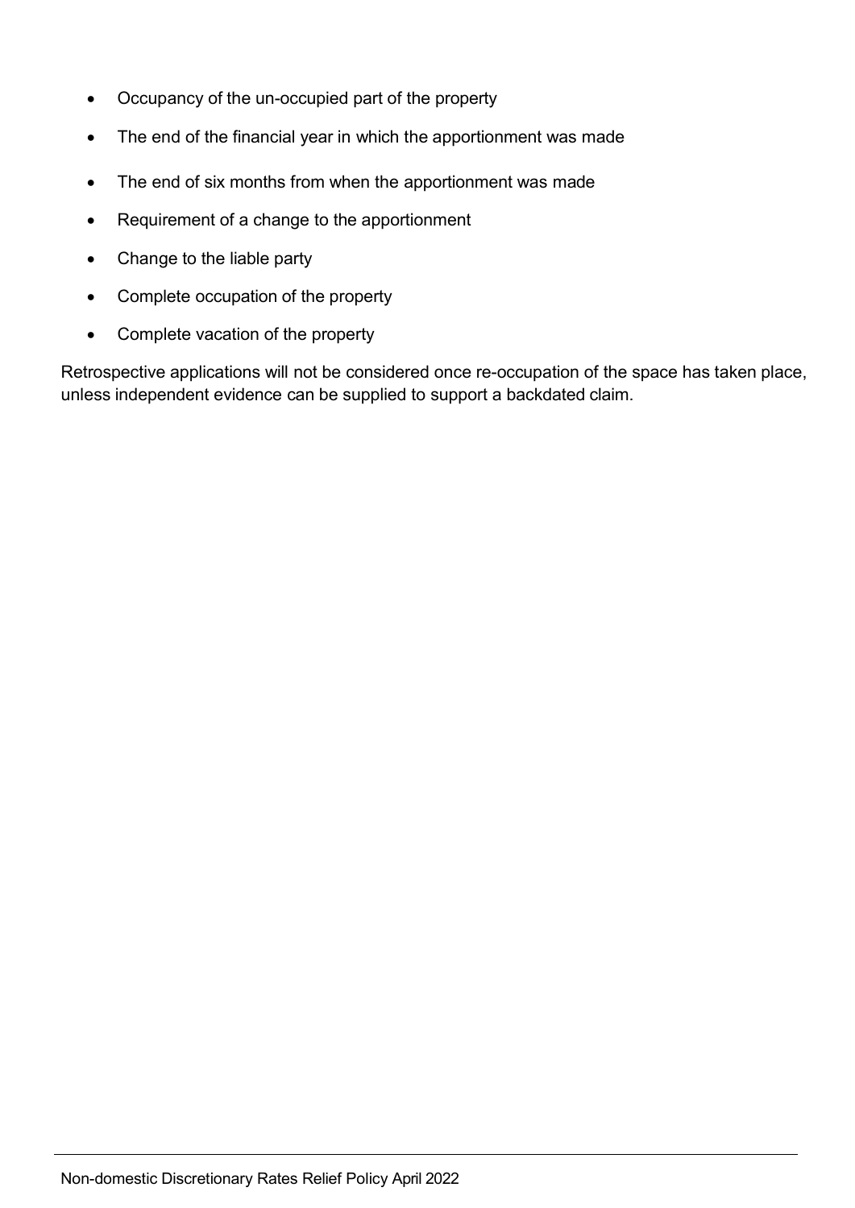- Occupancy of the un-occupied part of the property
- The end of the financial year in which the apportionment was made
- The end of six months from when the apportionment was made
- Requirement of a change to the apportionment
- Change to the liable party
- Complete occupation of the property
- Complete vacation of the property

Retrospective applications will not be considered once re-occupation of the space has taken place, unless independent evidence can be supplied to support a backdated claim.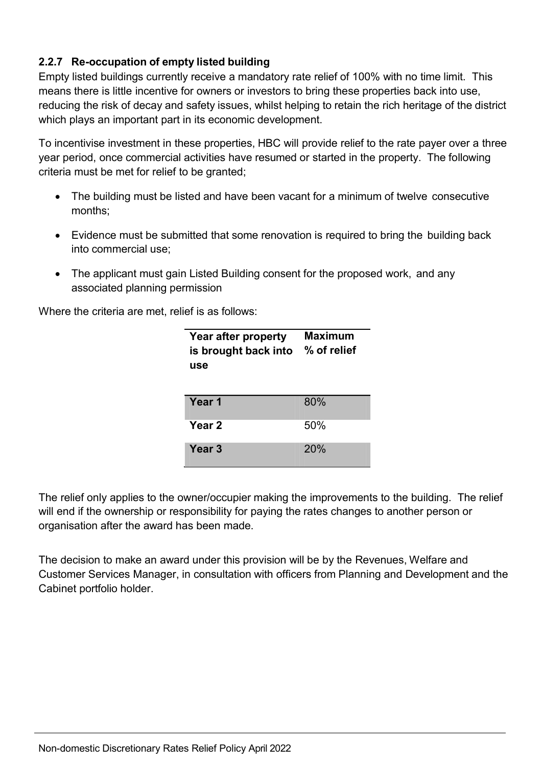### 2.2.7 Re-occupation of empty listed building

Empty listed buildings currently receive a mandatory rate relief of 100% with no time limit. This means there is little incentive for owners or investors to bring these properties back into use, reducing the risk of decay and safety issues, whilst helping to retain the rich heritage of the district which plays an important part in its economic development.

To incentivise investment in these properties, HBC will provide relief to the rate payer over a three year period, once commercial activities have resumed or started in the property. The following criteria must be met for relief to be granted;

- The building must be listed and have been vacant for a minimum of twelve consecutive months;
- Evidence must be submitted that some renovation is required to bring the building back into commercial use;
- The applicant must gain Listed Building consent for the proposed work, and any associated planning permission

Where the criteria are met, relief is as follows:

| Year after property is brought back into use | Maximum % of relief |
|---|---|
| **Year 1** | 80% |
| **Year 2** | 50% |
| **Year 3** | 20% |

The relief only applies to the owner/occupier making the improvements to the building. The relief will end if the ownership or responsibility for paying the rates changes to another person or organisation after the award has been made.

The decision to make an award under this provision will be by the Revenues, Welfare and Customer Services Manager, in consultation with officers from Planning and Development and the Cabinet portfolio holder.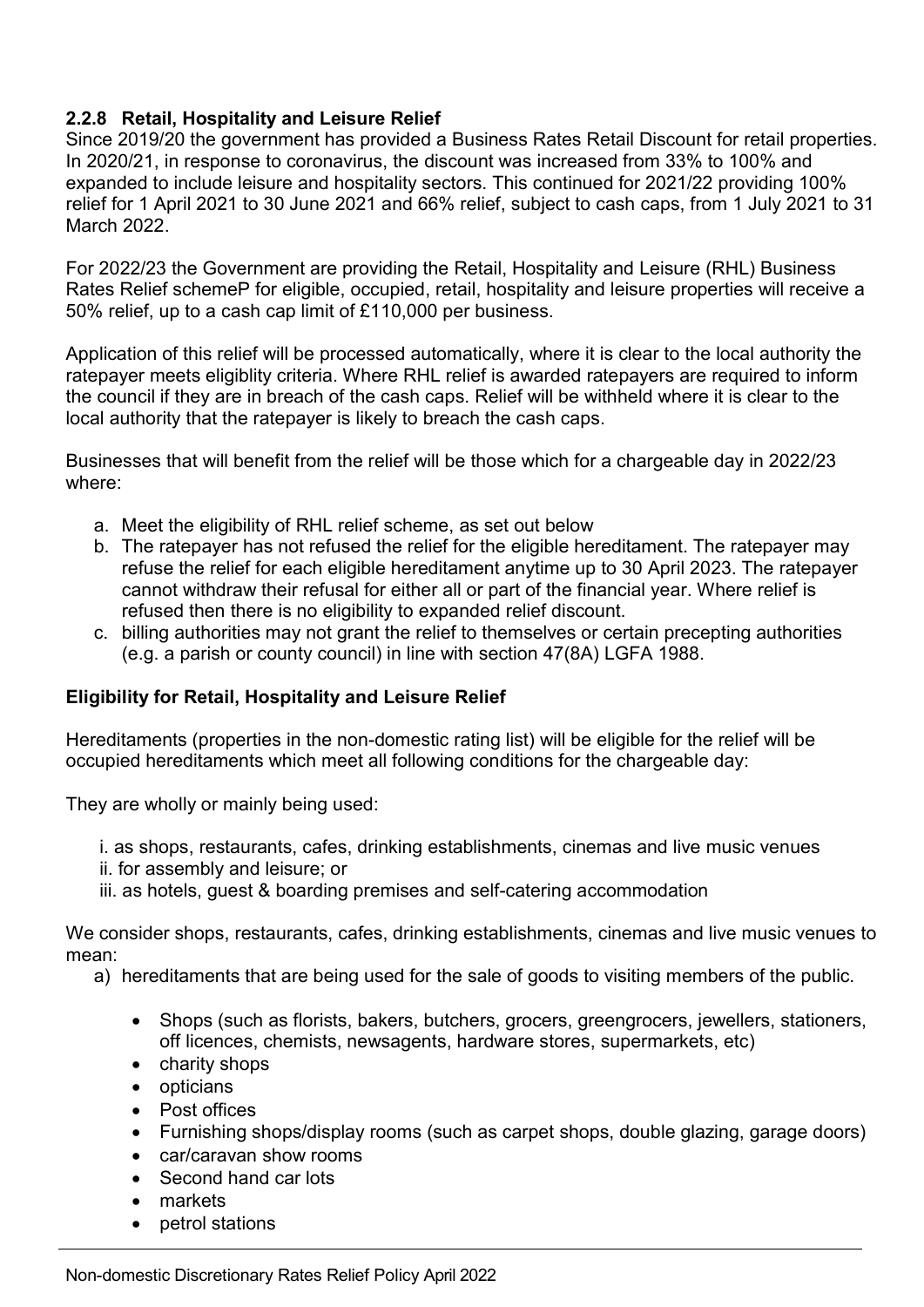#### 2.2.8 Retail, Hospitality and Leisure Relief

Since 2019/20 the government has provided a Business Rates Retail Discount for retail properties. In 2020/21, in response to coronavirus, the discount was increased from 33% to 100% and expanded to include leisure and hospitality sectors. This continued for 2021/22 providing 100% relief for 1 April 2021 to 30 June 2021 and 66% relief, subject to cash caps, from 1 July 2021 to 31 March 2022.

For 2022/23 the Government are providing the Retail, Hospitality and Leisure (RHL) Business Rates Relief schemeP for eligible, occupied, retail, hospitality and leisure properties will receive a 50% relief, up to a cash cap limit of £110,000 per business.

Application of this relief will be processed automatically, where it is clear to the local authority the ratepayer meets eligiblity criteria. Where RHL relief is awarded ratepayers are required to inform the council if they are in breach of the cash caps. Relief will be withheld where it is clear to the local authority that the ratepayer is likely to breach the cash caps.

Businesses that will benefit from the relief will be those which for a chargeable day in 2022/23 where:

a. Meet the eligibility of RHL relief scheme, as set out below
b. The ratepayer has not refused the relief for the eligible hereditament. The ratepayer may refuse the relief for each eligible hereditament anytime up to 30 April 2023. The ratepayer cannot withdraw their refusal for either all or part of the financial year. Where relief is refused then there is no eligibility to expanded relief discount.
c. billing authorities may not grant the relief to themselves or certain precepting authorities (e.g. a parish or county council) in line with section 47(8A) LGFA 1988.

**Eligibility for Retail, Hospitality and Leisure Relief**

Hereditaments (properties in the non-domestic rating list) will be eligible for the relief will be occupied hereditaments which meet all following conditions for the chargeable day:

They are wholly or mainly being used:

i. as shops, restaurants, cafes, drinking establishments, cinemas and live music venues
ii. for assembly and leisure; or
iii. as hotels, guest & boarding premises and self-catering accommodation

We consider shops, restaurants, cafes, drinking establishments, cinemas and live music venues to mean:

a) hereditaments that are being used for the sale of goods to visiting members of the public.

- Shops (such as florists, bakers, butchers, grocers, greengrocers, jewellers, stationers, off licences, chemists, newsagents, hardware stores, supermarkets, etc)
- charity shops
- opticians
- Post offices
- Furnishing shops/display rooms (such as carpet shops, double glazing, garage doors)
- car/caravan show rooms
- Second hand car lots
- markets
- petrol stations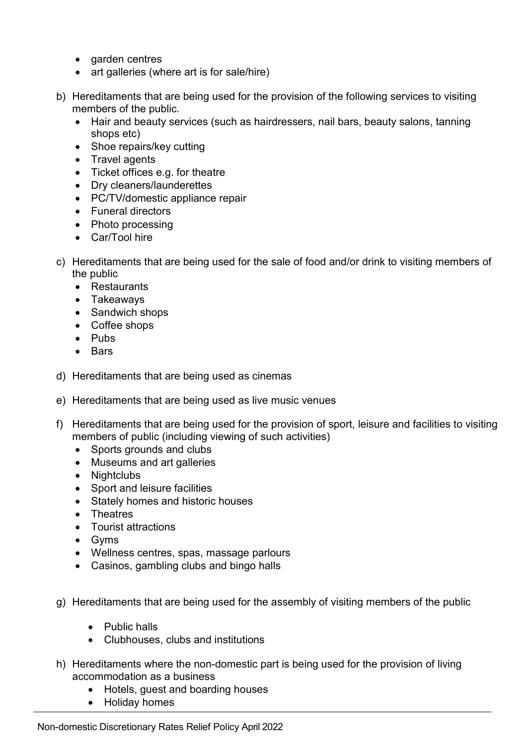- garden centres
- art galleries (where art is for sale/hire)

b) Hereditaments that are being used for the provision of the following services to visiting members of the public.
   - Hair and beauty services (such as hairdressers, nail bars, beauty salons, tanning shops etc)
   - Shoe repairs/key cutting
   - Travel agents
   - Ticket offices e.g. for theatre
   - Dry cleaners/launderettes
   - PC/TV/domestic appliance repair
   - Funeral directors
   - Photo processing
   - Car/Tool hire

c) Hereditaments that are being used for the sale of food and/or drink to visiting members of the public
   - Restaurants
   - Takeaways
   - Sandwich shops
   - Coffee shops
   - Pubs
   - Bars

d) Hereditaments that are being used as cinemas

e) Hereditaments that are being used as live music venues

f) Hereditaments that are being used for the provision of sport, leisure and facilities to visiting members of public (including viewing of such activities)
   - Sports grounds and clubs
   - Museums and art galleries
   - Nightclubs
   - Sport and leisure facilities
   - Stately homes and historic houses
   - Theatres
   - Tourist attractions
   - Gyms
   - Wellness centres, spas, massage parlours
   - Casinos, gambling clubs and bingo halls

g) Hereditaments that are being used for the assembly of visiting members of the public
   - Public halls
   - Clubhouses, clubs and institutions

h) Hereditaments where the non-domestic part is being used for the provision of living accommodation as a business
   - Hotels, guest and boarding houses
   - Holiday homes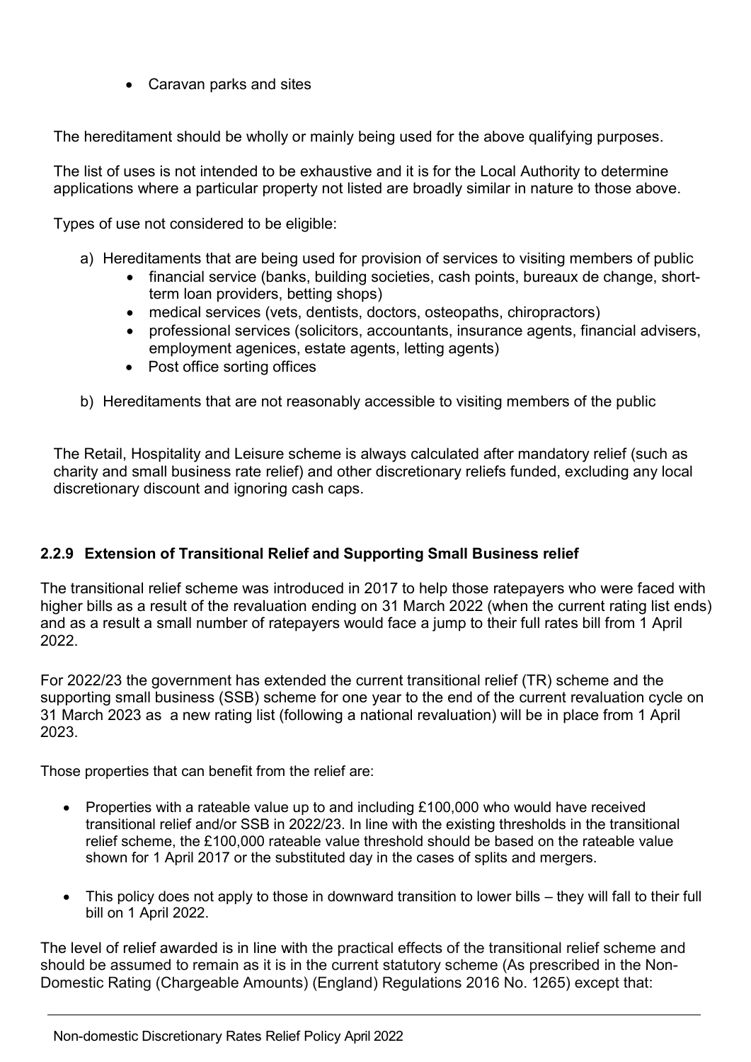- Caravan parks and sites

The hereditament should be wholly or mainly being used for the above qualifying purposes.

The list of uses is not intended to be exhaustive and it is for the Local Authority to determine applications where a particular property not listed are broadly similar in nature to those above.

Types of use not considered to be eligible:

a) Hereditaments that are being used for provision of services to visiting members of public
   - financial service (banks, building societies, cash points, bureaux de change, short-term loan providers, betting shops)
   - medical services (vets, dentists, doctors, osteopaths, chiropractors)
   - professional services (solicitors, accountants, insurance agents, financial advisers, employment agenices, estate agents, letting agents)
   - Post office sorting offices

b) Hereditaments that are not reasonably accessible to visiting members of the public

The Retail, Hospitality and Leisure scheme is always calculated after mandatory relief (such as charity and small business rate relief) and other discretionary reliefs funded, excluding any local discretionary discount and ignoring cash caps.

### 2.2.9 Extension of Transitional Relief and Supporting Small Business relief

The transitional relief scheme was introduced in 2017 to help those ratepayers who were faced with higher bills as a result of the revaluation ending on 31 March 2022 (when the current rating list ends) and as a result a small number of ratepayers would face a jump to their full rates bill from 1 April 2022.

For 2022/23 the government has extended the current transitional relief (TR) scheme and the supporting small business (SSB) scheme for one year to the end of the current revaluation cycle on 31 March 2023 as a new rating list (following a national revaluation) will be in place from 1 April 2023.

Those properties that can benefit from the relief are:

- Properties with a rateable value up to and including £100,000 who would have received transitional relief and/or SSB in 2022/23. In line with the existing thresholds in the transitional relief scheme, the £100,000 rateable value threshold should be based on the rateable value shown for 1 April 2017 or the substituted day in the cases of splits and mergers.

- This policy does not apply to those in downward transition to lower bills – they will fall to their full bill on 1 April 2022.

The level of relief awarded is in line with the practical effects of the transitional relief scheme and should be assumed to remain as it is in the current statutory scheme (As prescribed in the Non-Domestic Rating (Chargeable Amounts) (England) Regulations 2016 No. 1265) except that: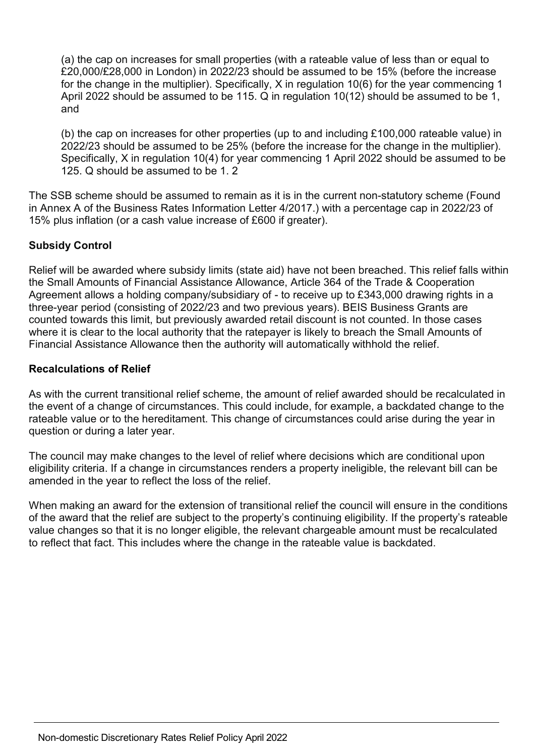(a) the cap on increases for small properties (with a rateable value of less than or equal to £20,000/£28,000 in London) in 2022/23 should be assumed to be 15% (before the increase for the change in the multiplier). Specifically, X in regulation 10(6) for the year commencing 1 April 2022 should be assumed to be 115. Q in regulation 10(12) should be assumed to be 1, and

(b) the cap on increases for other properties (up to and including £100,000 rateable value) in 2022/23 should be assumed to be 25% (before the increase for the change in the multiplier). Specifically, X in regulation 10(4) for year commencing 1 April 2022 should be assumed to be 125. Q should be assumed to be 1. 2

The SSB scheme should be assumed to remain as it is in the current non-statutory scheme (Found in Annex A of the Business Rates Information Letter 4/2017.) with a percentage cap in 2022/23 of 15% plus inflation (or a cash value increase of £600 if greater).

**Subsidy Control**

Relief will be awarded where subsidy limits (state aid) have not been breached. This relief falls within the Small Amounts of Financial Assistance Allowance, Article 364 of the Trade & Cooperation Agreement allows a holding company/subsidiary of - to receive up to £343,000 drawing rights in a three-year period (consisting of 2022/23 and two previous years). BEIS Business Grants are counted towards this limit, but previously awarded retail discount is not counted. In those cases where it is clear to the local authority that the ratepayer is likely to breach the Small Amounts of Financial Assistance Allowance then the authority will automatically withhold the relief.

**Recalculations of Relief**

As with the current transitional relief scheme, the amount of relief awarded should be recalculated in the event of a change of circumstances. This could include, for example, a backdated change to the rateable value or to the hereditament. This change of circumstances could arise during the year in question or during a later year.

The council may make changes to the level of relief where decisions which are conditional upon eligibility criteria. If a change in circumstances renders a property ineligible, the relevant bill can be amended in the year to reflect the loss of the relief.

When making an award for the extension of transitional relief the council will ensure in the conditions of the award that the relief are subject to the property's continuing eligibility. If the property's rateable value changes so that it is no longer eligible, the relevant chargeable amount must be recalculated to reflect that fact. This includes where the change in the rateable value is backdated.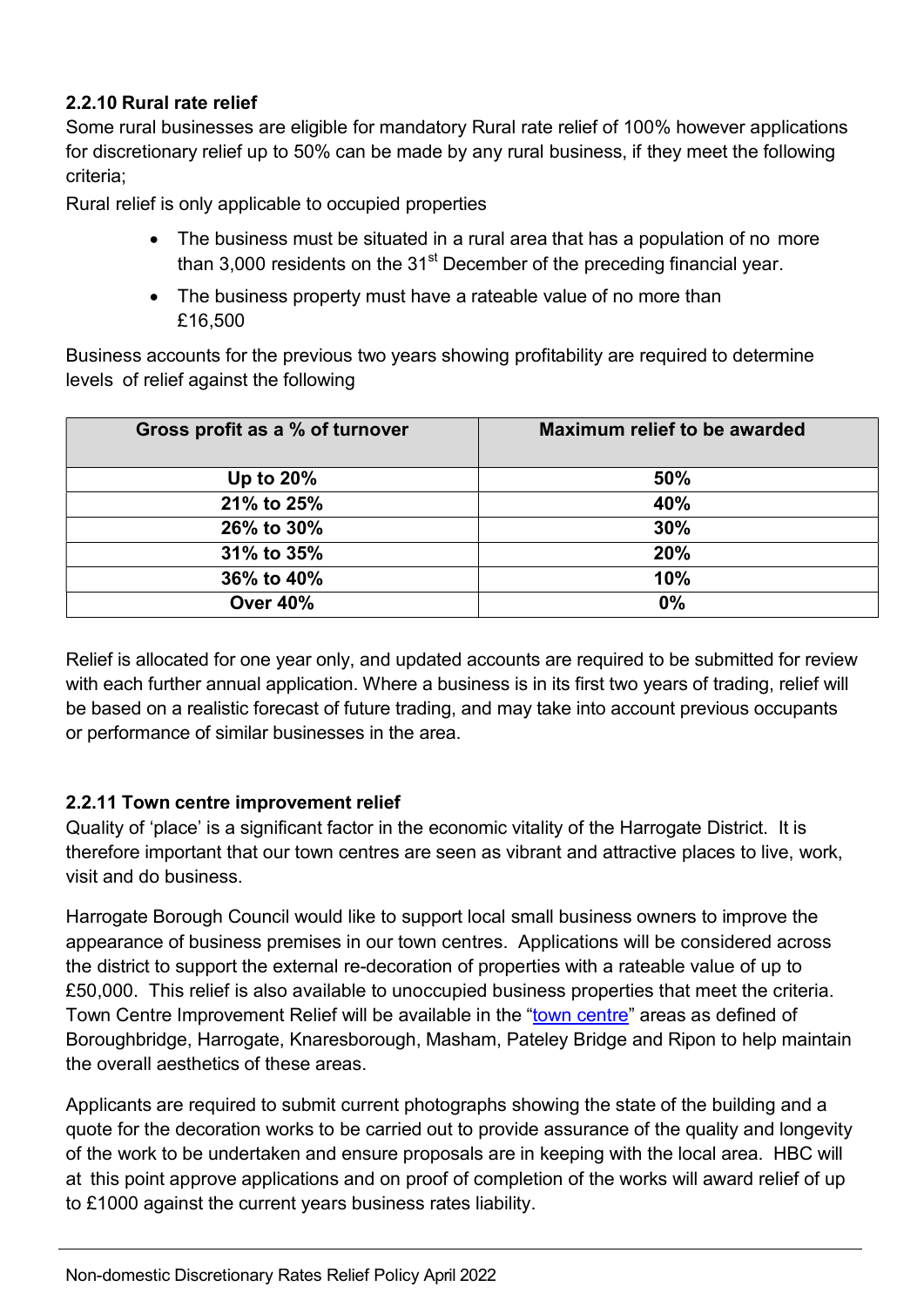### 2.2.10 Rural rate relief

Some rural businesses are eligible for mandatory Rural rate relief of 100% however applications for discretionary relief up to 50% can be made by any rural business, if they meet the following criteria;

Rural relief is only applicable to occupied properties

- The business must be situated in a rural area that has a population of no more than 3,000 residents on the 31st December of the preceding financial year.
- The business property must have a rateable value of no more than £16,500

Business accounts for the previous two years showing profitability are required to determine levels of relief against the following

| Gross profit as a % of turnover | Maximum relief to be awarded |
|---|---|
| **Up to 20%** | **50%** |
| **21% to 25%** | **40%** |
| **26% to 30%** | **30%** |
| **31% to 35%** | **20%** |
| **36% to 40%** | **10%** |
| **Over 40%** | **0%** |

Relief is allocated for one year only, and updated accounts are required to be submitted for review with each further annual application. Where a business is in its first two years of trading, relief will be based on a realistic forecast of future trading, and may take into account previous occupants or performance of similar businesses in the area.

### 2.2.11 Town centre improvement relief

Quality of 'place' is a significant factor in the economic vitality of the Harrogate District. It is therefore important that our town centres are seen as vibrant and attractive places to live, work, visit and do business.

Harrogate Borough Council would like to support local small business owners to improve the appearance of business premises in our town centres. Applications will be considered across the district to support the external re-decoration of properties with a rateable value of up to £50,000. This relief is also available to unoccupied business properties that meet the criteria. Town Centre Improvement Relief will be available in the "town centre" areas as defined of Boroughbridge, Harrogate, Knaresborough, Masham, Pateley Bridge and Ripon to help maintain the overall aesthetics of these areas.

Applicants are required to submit current photographs showing the state of the building and a quote for the decoration works to be carried out to provide assurance of the quality and longevity of the work to be undertaken and ensure proposals are in keeping with the local area. HBC will at this point approve applications and on proof of completion of the works will award relief of up to £1000 against the current years business rates liability.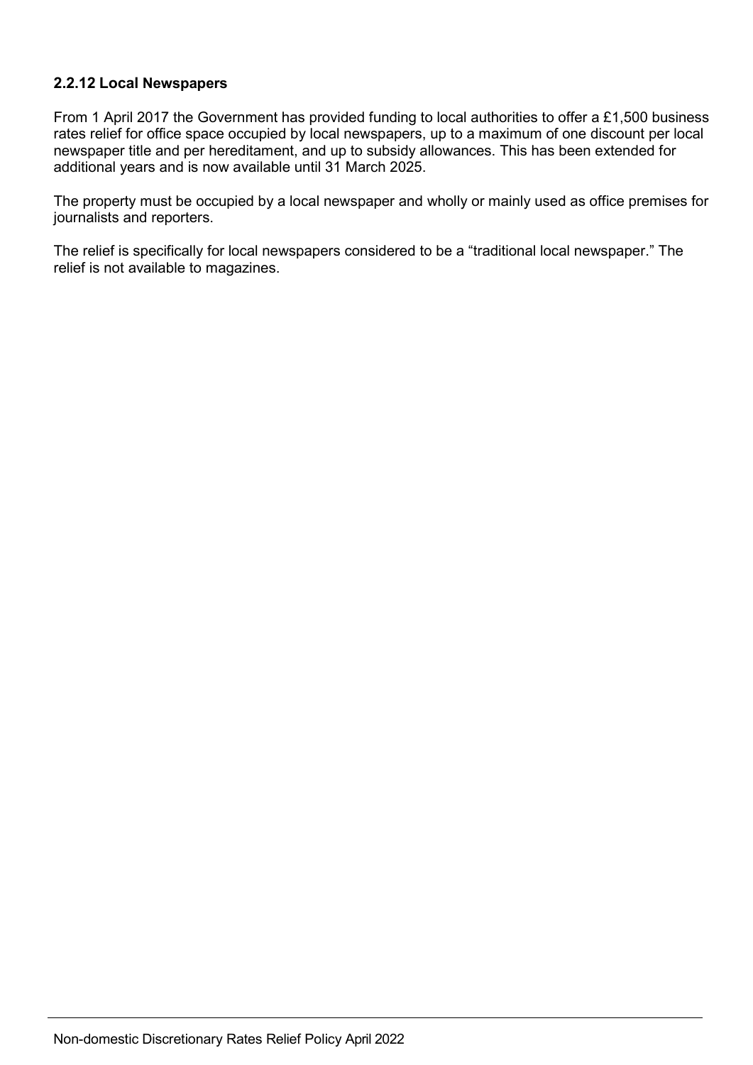### 2.2.12 Local Newspapers

From 1 April 2017 the Government has provided funding to local authorities to offer a £1,500 business rates relief for office space occupied by local newspapers, up to a maximum of one discount per local newspaper title and per hereditament, and up to subsidy allowances. This has been extended for additional years and is now available until 31 March 2025.

The property must be occupied by a local newspaper and wholly or mainly used as office premises for journalists and reporters.

The relief is specifically for local newspapers considered to be a "traditional local newspaper." The relief is not available to magazines.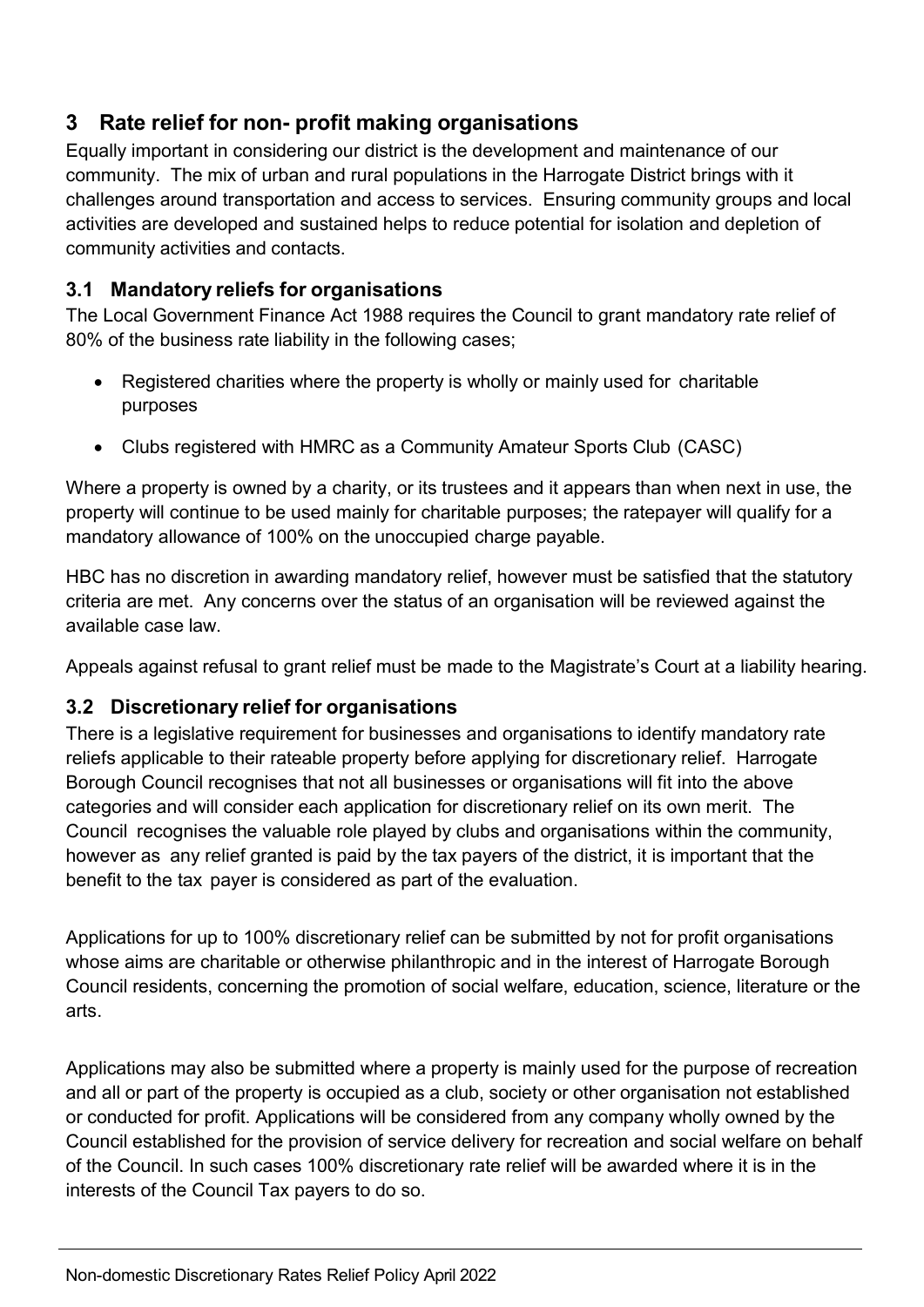## 3 Rate relief for non- profit making organisations

Equally important in considering our district is the development and maintenance of our community. The mix of urban and rural populations in the Harrogate District brings with it challenges around transportation and access to services. Ensuring community groups and local activities are developed and sustained helps to reduce potential for isolation and depletion of community activities and contacts.

### 3.1 Mandatory reliefs for organisations

The Local Government Finance Act 1988 requires the Council to grant mandatory rate relief of 80% of the business rate liability in the following cases;

- Registered charities where the property is wholly or mainly used for charitable purposes
- Clubs registered with HMRC as a Community Amateur Sports Club (CASC)

Where a property is owned by a charity, or its trustees and it appears than when next in use, the property will continue to be used mainly for charitable purposes; the ratepayer will qualify for a mandatory allowance of 100% on the unoccupied charge payable.

HBC has no discretion in awarding mandatory relief, however must be satisfied that the statutory criteria are met. Any concerns over the status of an organisation will be reviewed against the available case law.

Appeals against refusal to grant relief must be made to the Magistrate's Court at a liability hearing.

### 3.2 Discretionary relief for organisations

There is a legislative requirement for businesses and organisations to identify mandatory rate reliefs applicable to their rateable property before applying for discretionary relief. Harrogate Borough Council recognises that not all businesses or organisations will fit into the above categories and will consider each application for discretionary relief on its own merit. The Council recognises the valuable role played by clubs and organisations within the community, however as any relief granted is paid by the tax payers of the district, it is important that the benefit to the tax payer is considered as part of the evaluation.

Applications for up to 100% discretionary relief can be submitted by not for profit organisations whose aims are charitable or otherwise philanthropic and in the interest of Harrogate Borough Council residents, concerning the promotion of social welfare, education, science, literature or the arts.

Applications may also be submitted where a property is mainly used for the purpose of recreation and all or part of the property is occupied as a club, society or other organisation not established or conducted for profit. Applications will be considered from any company wholly owned by the Council established for the provision of service delivery for recreation and social welfare on behalf of the Council. In such cases 100% discretionary rate relief will be awarded where it is in the interests of the Council Tax payers to do so.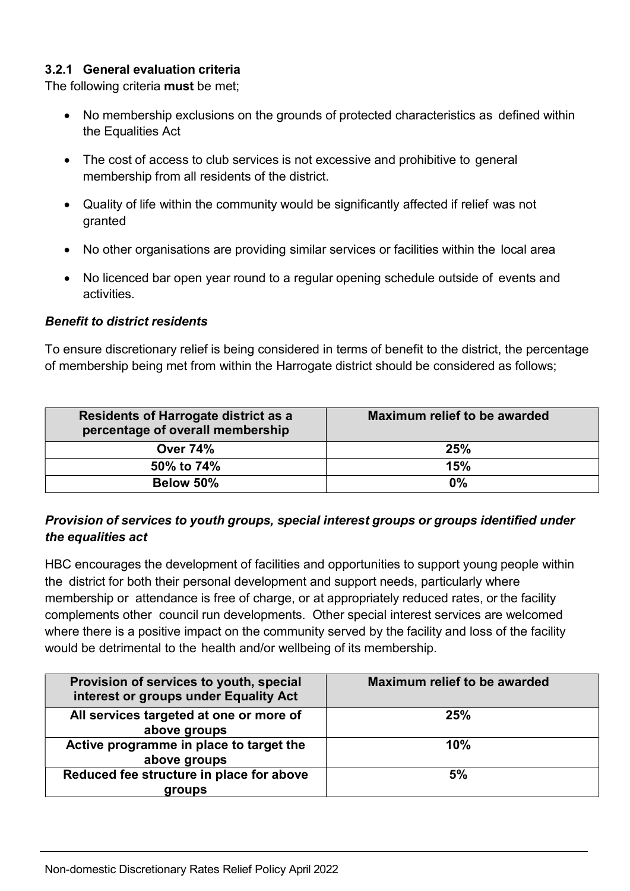### 3.2.1 General evaluation criteria

The following criteria **must** be met;

- No membership exclusions on the grounds of protected characteristics as defined within the Equalities Act
- The cost of access to club services is not excessive and prohibitive to general membership from all residents of the district.
- Quality of life within the community would be significantly affected if relief was not granted
- No other organisations are providing similar services or facilities within the local area
- No licenced bar open year round to a regular opening schedule outside of events and activities.

***Benefit to district residents***

To ensure discretionary relief is being considered in terms of benefit to the district, the percentage of membership being met from within the Harrogate district should be considered as follows;

| Residents of Harrogate district as a percentage of overall membership | Maximum relief to be awarded |
|---|---|
| **Over 74%** | **25%** |
| **50% to 74%** | **15%** |
| **Below 50%** | **0%** |

***Provision of services to youth groups, special interest groups or groups identified under the equalities act***

HBC encourages the development of facilities and opportunities to support young people within the district for both their personal development and support needs, particularly where membership or attendance is free of charge, or at appropriately reduced rates, or the facility complements other council run developments. Other special interest services are welcomed where there is a positive impact on the community served by the facility and loss of the facility would be detrimental to the health and/or wellbeing of its membership.

| Provision of services to youth, special interest or groups under Equality Act | Maximum relief to be awarded |
|---|---|
| **All services targeted at one or more of above groups** | **25%** |
| **Active programme in place to target the above groups** | **10%** |
| **Reduced fee structure in place for above groups** | **5%** |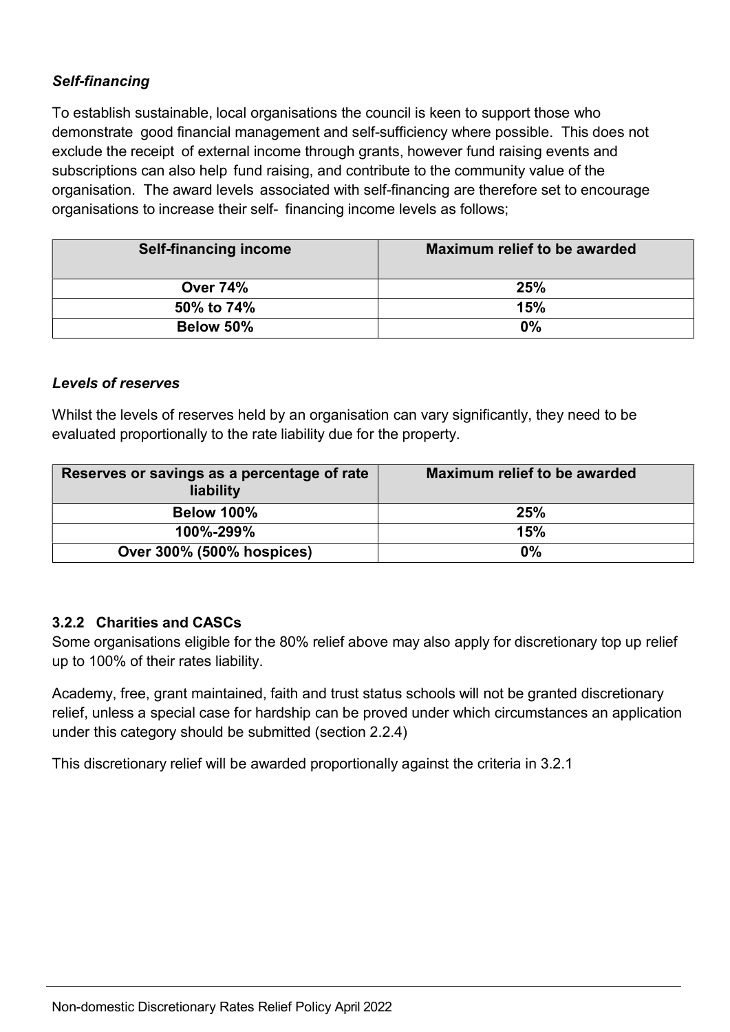### *Self-financing*

To establish sustainable, local organisations the council is keen to support those who demonstrate good financial management and self-sufficiency where possible. This does not exclude the receipt of external income through grants, however fund raising events and subscriptions can also help fund raising, and contribute to the community value of the organisation. The award levels associated with self-financing are therefore set to encourage organisations to increase their self- financing income levels as follows;

| Self-financing income | Maximum relief to be awarded |
|---|---|
| Over 74% | 25% |
| 50% to 74% | 15% |
| Below 50% | 0% |

### *Levels of reserves*

Whilst the levels of reserves held by an organisation can vary significantly, they need to be evaluated proportionally to the rate liability due for the property.

| Reserves or savings as a percentage of rate liability | Maximum relief to be awarded |
|---|---|
| Below 100% | 25% |
| 100%-299% | 15% |
| Over 300% (500% hospices) | 0% |

### 3.2.2 Charities and CASCs

Some organisations eligible for the 80% relief above may also apply for discretionary top up relief up to 100% of their rates liability.

Academy, free, grant maintained, faith and trust status schools will not be granted discretionary relief, unless a special case for hardship can be proved under which circumstances an application under this category should be submitted (section 2.2.4)

This discretionary relief will be awarded proportionally against the criteria in 3.2.1